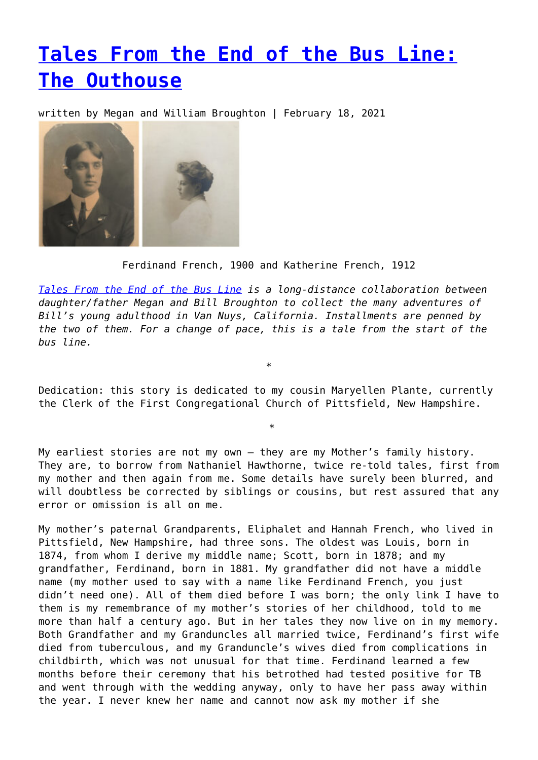# [Tales From the End of the Bus Line: The Outhouse]

written by Megan and William Broughton | February 18, 2021

Ferdinand French, 1900 and Katherine French, 1912

*[Tales From the End of the Bus Line] is a long-distance collaboration between daughter/father Megan and Bill Broughton to collect the many adventures of Bill's young adulthood in Van Nuys, California. Installments are penned by the two of them. For a change of pace, this is a tale from the start of the bus line.*

\*

Dedication: this story is dedicated to my cousin Maryellen Plante, currently the Clerk of the First Congregational Church of Pittsfield, New Hampshire.

\*

My earliest stories are not my own – they are my Mother's family history. They are, to borrow from Nathaniel Hawthorne, twice re-told tales, first from my mother and then again from me. Some details have surely been blurred, and will doubtless be corrected by siblings or cousins, but rest assured that any error or omission is all on me.

My mother's paternal Grandparents, Eliphalet and Hannah French, who lived in Pittsfield, New Hampshire, had three sons. The oldest was Louis, born in 1874, from whom I derive my middle name; Scott, born in 1878; and my grandfather, Ferdinand, born in 1881. My grandfather did not have a middle name (my mother used to say with a name like Ferdinand French, you just didn't need one). All of them died before I was born; the only link I have to them is my remembrance of my mother's stories of her childhood, told to me more than half a century ago. But in her tales they now live on in my memory. Both Grandfather and my Granduncles all married twice, Ferdinand's first wife died from tuberculous, and my Granduncle's wives died from complications in childbirth, which was not unusual for that time. Ferdinand learned a few months before their ceremony that his betrothed had tested positive for TB and went through with the wedding anyway, only to have her pass away within the year. I never knew her name and cannot now ask my mother if she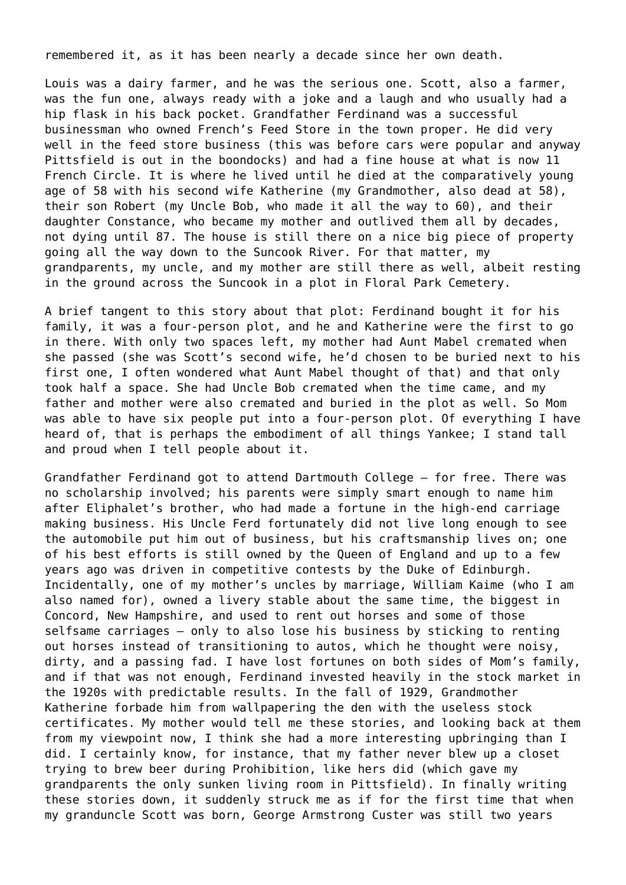remembered it, as it has been nearly a decade since her own death.

Louis was a dairy farmer, and he was the serious one. Scott, also a farmer, was the fun one, always ready with a joke and a laugh and who usually had a hip flask in his back pocket. Grandfather Ferdinand was a successful businessman who owned French's Feed Store in the town proper. He did very well in the feed store business (this was before cars were popular and anyway Pittsfield is out in the boondocks) and had a fine house at what is now 11 French Circle. It is where he lived until he died at the comparatively young age of 58 with his second wife Katherine (my Grandmother, also dead at 58), their son Robert (my Uncle Bob, who made it all the way to 60), and their daughter Constance, who became my mother and outlived them all by decades, not dying until 87. The house is still there on a nice big piece of property going all the way down to the Suncook River. For that matter, my grandparents, my uncle, and my mother are still there as well, albeit resting in the ground across the Suncook in a plot in Floral Park Cemetery.

A brief tangent to this story about that plot: Ferdinand bought it for his family, it was a four-person plot, and he and Katherine were the first to go in there. With only two spaces left, my mother had Aunt Mabel cremated when she passed (she was Scott's second wife, he'd chosen to be buried next to his first one, I often wondered what Aunt Mabel thought of that) and that only took half a space. She had Uncle Bob cremated when the time came, and my father and mother were also cremated and buried in the plot as well. So Mom was able to have six people put into a four-person plot. Of everything I have heard of, that is perhaps the embodiment of all things Yankee; I stand tall and proud when I tell people about it.

Grandfather Ferdinand got to attend Dartmouth College – for free. There was no scholarship involved; his parents were simply smart enough to name him after Eliphalet's brother, who had made a fortune in the high-end carriage making business. His Uncle Ferd fortunately did not live long enough to see the automobile put him out of business, but his craftsmanship lives on; one of his best efforts is still owned by the Queen of England and up to a few years ago was driven in competitive contests by the Duke of Edinburgh. Incidentally, one of my mother's uncles by marriage, William Kaime (who I am also named for), owned a livery stable about the same time, the biggest in Concord, New Hampshire, and used to rent out horses and some of those selfsame carriages – only to also lose his business by sticking to renting out horses instead of transitioning to autos, which he thought were noisy, dirty, and a passing fad. I have lost fortunes on both sides of Mom's family, and if that was not enough, Ferdinand invested heavily in the stock market in the 1920s with predictable results. In the fall of 1929, Grandmother Katherine forbade him from wallpapering the den with the useless stock certificates. My mother would tell me these stories, and looking back at them from my viewpoint now, I think she had a more interesting upbringing than I did. I certainly know, for instance, that my father never blew up a closet trying to brew beer during Prohibition, like hers did (which gave my grandparents the only sunken living room in Pittsfield). In finally writing these stories down, it suddenly struck me as if for the first time that when my granduncle Scott was born, George Armstrong Custer was still two years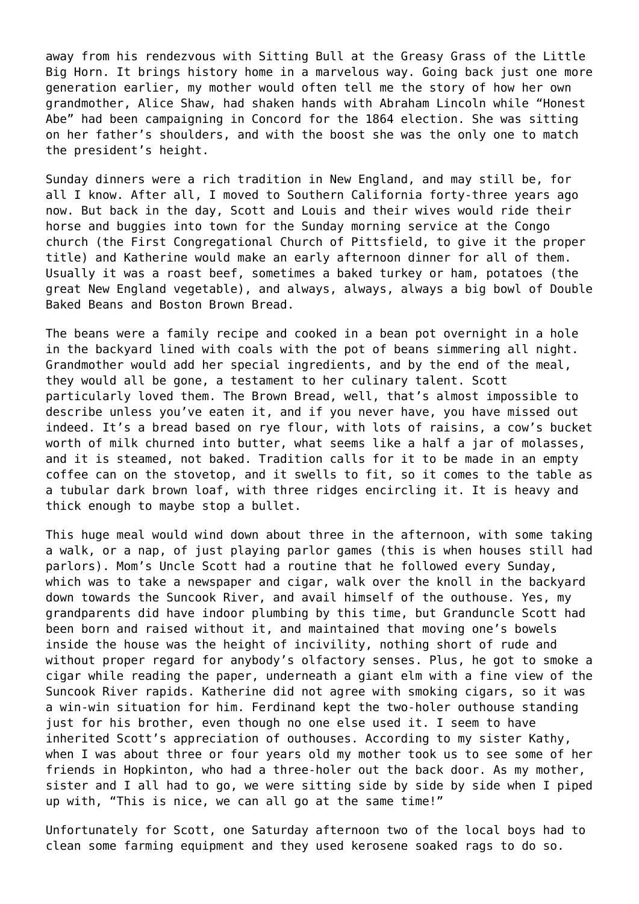away from his rendezvous with Sitting Bull at the Greasy Grass of the Little Big Horn. It brings history home in a marvelous way. Going back just one more generation earlier, my mother would often tell me the story of how her own grandmother, Alice Shaw, had shaken hands with Abraham Lincoln while “Honest Abe” had been campaigning in Concord for the 1864 election. She was sitting on her father’s shoulders, and with the boost she was the only one to match the president’s height.

Sunday dinners were a rich tradition in New England, and may still be, for all I know. After all, I moved to Southern California forty-three years ago now. But back in the day, Scott and Louis and their wives would ride their horse and buggies into town for the Sunday morning service at the Congo church (the First Congregational Church of Pittsfield, to give it the proper title) and Katherine would make an early afternoon dinner for all of them. Usually it was a roast beef, sometimes a baked turkey or ham, potatoes (the great New England vegetable), and always, always, always a big bowl of Double Baked Beans and Boston Brown Bread.

The beans were a family recipe and cooked in a bean pot overnight in a hole in the backyard lined with coals with the pot of beans simmering all night. Grandmother would add her special ingredients, and by the end of the meal, they would all be gone, a testament to her culinary talent. Scott particularly loved them. The Brown Bread, well, that’s almost impossible to describe unless you’ve eaten it, and if you never have, you have missed out indeed. It’s a bread based on rye flour, with lots of raisins, a cow’s bucket worth of milk churned into butter, what seems like a half a jar of molasses, and it is steamed, not baked. Tradition calls for it to be made in an empty coffee can on the stovetop, and it swells to fit, so it comes to the table as a tubular dark brown loaf, with three ridges encircling it. It is heavy and thick enough to maybe stop a bullet.

This huge meal would wind down about three in the afternoon, with some taking a walk, or a nap, of just playing parlor games (this is when houses still had parlors). Mom’s Uncle Scott had a routine that he followed every Sunday, which was to take a newspaper and cigar, walk over the knoll in the backyard down towards the Suncook River, and avail himself of the outhouse. Yes, my grandparents did have indoor plumbing by this time, but Granduncle Scott had been born and raised without it, and maintained that moving one’s bowels inside the house was the height of incivility, nothing short of rude and without proper regard for anybody’s olfactory senses. Plus, he got to smoke a cigar while reading the paper, underneath a giant elm with a fine view of the Suncook River rapids. Katherine did not agree with smoking cigars, so it was a win-win situation for him. Ferdinand kept the two-holer outhouse standing just for his brother, even though no one else used it. I seem to have inherited Scott’s appreciation of outhouses. According to my sister Kathy, when I was about three or four years old my mother took us to see some of her friends in Hopkinton, who had a three-holer out the back door. As my mother, sister and I all had to go, we were sitting side by side by side when I piped up with, “This is nice, we can all go at the same time!”

Unfortunately for Scott, one Saturday afternoon two of the local boys had to clean some farming equipment and they used kerosene soaked rags to do so.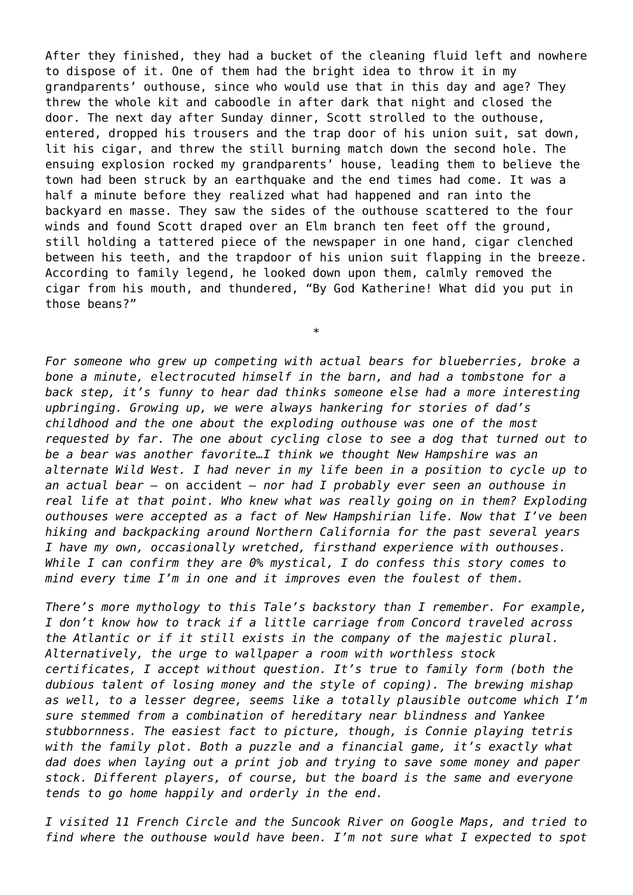After they finished, they had a bucket of the cleaning fluid left and nowhere to dispose of it. One of them had the bright idea to throw it in my grandparents' outhouse, since who would use that in this day and age? They threw the whole kit and caboodle in after dark that night and closed the door. The next day after Sunday dinner, Scott strolled to the outhouse, entered, dropped his trousers and the trap door of his union suit, sat down, lit his cigar, and threw the still burning match down the second hole. The ensuing explosion rocked my grandparents' house, leading them to believe the town had been struck by an earthquake and the end times had come. It was a half a minute before they realized what had happened and ran into the backyard en masse. They saw the sides of the outhouse scattered to the four winds and found Scott draped over an Elm branch ten feet off the ground, still holding a tattered piece of the newspaper in one hand, cigar clenched between his teeth, and the trapdoor of his union suit flapping in the breeze. According to family legend, he looked down upon them, calmly removed the cigar from his mouth, and thundered, "By God Katherine! What did you put in those beans?"

*

*For someone who grew up competing with actual bears for blueberries, broke a bone a minute, electrocuted himself in the barn, and had a tombstone for a back step, it's funny to hear dad thinks someone else had a more interesting upbringing. Growing up, we were always hankering for stories of dad's childhood and the one about the exploding outhouse was one of the most requested by far. The one about cycling close to see a dog that turned out to be a bear was another favorite…I think we thought New Hampshire was an alternate Wild West. I had never in my life been in a position to cycle up to an actual bear –* on accident *– nor had I probably ever seen an outhouse in real life at that point. Who knew what was really going on in them? Exploding outhouses were accepted as a fact of New Hampshirian life. Now that I've been hiking and backpacking around Northern California for the past several years I have my own, occasionally wretched, firsthand experience with outhouses. While I can confirm they are 0% mystical, I do confess this story comes to mind every time I'm in one and it improves even the foulest of them.*

*There's more mythology to this Tale's backstory than I remember. For example, I don't know how to track if a little carriage from Concord traveled across the Atlantic or if it still exists in the company of the majestic plural. Alternatively, the urge to wallpaper a room with worthless stock certificates, I accept without question. It's true to family form (both the dubious talent of losing money and the style of coping). The brewing mishap as well, to a lesser degree, seems like a totally plausible outcome which I'm sure stemmed from a combination of hereditary near blindness and Yankee stubbornness. The easiest fact to picture, though, is Connie playing tetris with the family plot. Both a puzzle and a financial game, it's exactly what dad does when laying out a print job and trying to save some money and paper stock. Different players, of course, but the board is the same and everyone tends to go home happily and orderly in the end.*

*I visited 11 French Circle and the Suncook River on Google Maps, and tried to find where the outhouse would have been. I'm not sure what I expected to spot*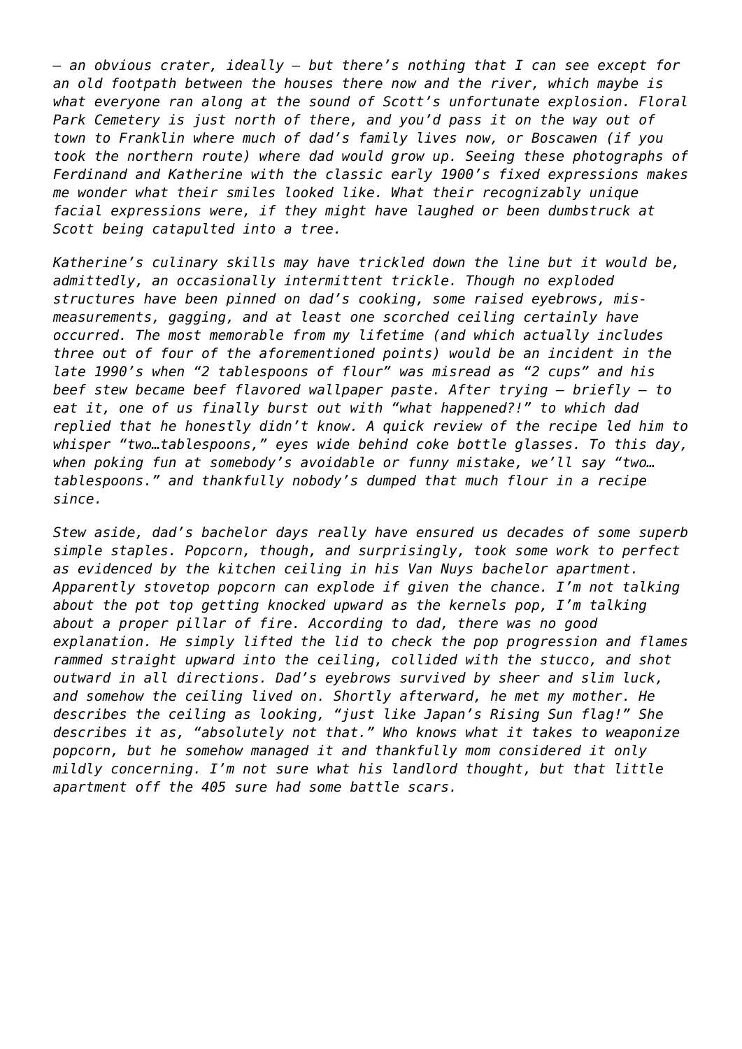*– an obvious crater, ideally – but there's nothing that I can see except for an old footpath between the houses there now and the river, which maybe is what everyone ran along at the sound of Scott's unfortunate explosion. Floral Park Cemetery is just north of there, and you'd pass it on the way out of town to Franklin where much of dad's family lives now, or Boscawen (if you took the northern route) where dad would grow up. Seeing these photographs of Ferdinand and Katherine with the classic early 1900's fixed expressions makes me wonder what their smiles looked like. What their recognizably unique facial expressions were, if they might have laughed or been dumbstruck at Scott being catapulted into a tree.*

*Katherine's culinary skills may have trickled down the line but it would be, admittedly, an occasionally intermittent trickle. Though no exploded structures have been pinned on dad's cooking, some raised eyebrows, mis-measurements, gagging, and at least one scorched ceiling certainly have occurred. The most memorable from my lifetime (and which actually includes three out of four of the aforementioned points) would be an incident in the late 1990's when "2 tablespoons of flour" was misread as "2 cups" and his beef stew became beef flavored wallpaper paste. After trying – briefly – to eat it, one of us finally burst out with "what happened?!" to which dad replied that he honestly didn't know. A quick review of the recipe led him to whisper "two…tablespoons," eyes wide behind coke bottle glasses. To this day, when poking fun at somebody's avoidable or funny mistake, we'll say "two… tablespoons." and thankfully nobody's dumped that much flour in a recipe since.*

*Stew aside, dad's bachelor days really have ensured us decades of some superb simple staples. Popcorn, though, and surprisingly, took some work to perfect as evidenced by the kitchen ceiling in his Van Nuys bachelor apartment. Apparently stovetop popcorn can explode if given the chance. I'm not talking about the pot top getting knocked upward as the kernels pop, I'm talking about a proper pillar of fire. According to dad, there was no good explanation. He simply lifted the lid to check the pop progression and flames rammed straight upward into the ceiling, collided with the stucco, and shot outward in all directions. Dad's eyebrows survived by sheer and slim luck, and somehow the ceiling lived on. Shortly afterward, he met my mother. He describes the ceiling as looking, "just like Japan's Rising Sun flag!" She describes it as, "absolutely not that." Who knows what it takes to weaponize popcorn, but he somehow managed it and thankfully mom considered it only mildly concerning. I'm not sure what his landlord thought, but that little apartment off the 405 sure had some battle scars.*